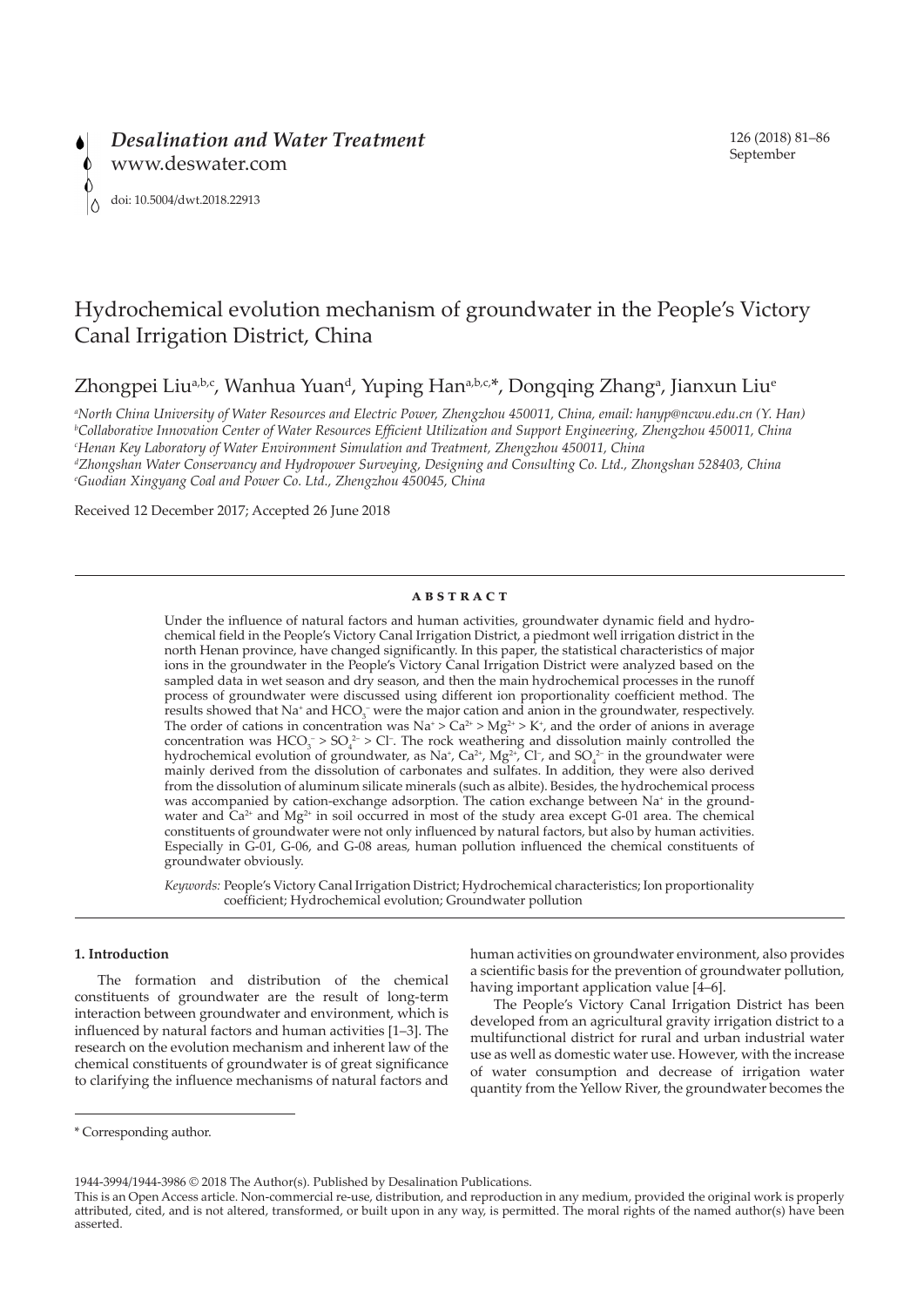# Hydrochemical evolution mechanism of groundwater in the People's Victory Canal Irrigation District, China

Zhongpei Liu[a,b,c], Wanhua Yuan[d], Yuping Han[a,b,c,*], Dongqing Zhang[a], Jianxun Liu[e]

[a]North China University of Water Resources and Electric Power, Zhengzhou 450011, China, email: hanyp@ncwu.edu.cn (Y. Han)
[b]Collaborative Innovation Center of Water Resources Efficient Utilization and Support Engineering, Zhengzhou 450011, China
[c]Henan Key Laboratory of Water Environment Simulation and Treatment, Zhengzhou 450011, China
[d]Zhongshan Water Conservancy and Hydropower Surveying, Designing and Consulting Co. Ltd., Zhongshan 528403, China
[e]Guodian Xingyang Coal and Power Co. Ltd., Zhengzhou 450045, China

Received 12 December 2017; Accepted 26 June 2018

## ABSTRACT

Under the influence of natural factors and human activities, groundwater dynamic field and hydrochemical field in the People's Victory Canal Irrigation District, a piedmont well irrigation district in the north Henan province, have changed significantly. In this paper, the statistical characteristics of major ions in the groundwater in the People's Victory Canal Irrigation District were analyzed based on the sampled data in wet season and dry season, and then the main hydrochemical processes in the runoff process of groundwater were discussed using different ion proportionality coefficient method. The results showed that $Na^+$ and $HCO_3^-$ were the major cation and anion in the groundwater, respectively. The order of cations in concentration was $Na^+ > Ca^{2+} > Mg^{2+} > K^+$, and the order of anions in average concentration was $HCO_3^- > SO_4^{2-} > Cl^-$. The rock weathering and dissolution mainly controlled the hydrochemical evolution of groundwater, as $Na^+$, $Ca^{2+}$, $Mg^{2+}$, $Cl^-$, and $SO_4^{2-}$ in the groundwater were mainly derived from the dissolution of carbonates and sulfates. In addition, they were also derived from the dissolution of aluminum silicate minerals (such as albite). Besides, the hydrochemical process was accompanied by cation-exchange adsorption. The cation exchange between $Na^+$ in the groundwater and $Ca^{2+}$ and $Mg^{2+}$ in soil occurred in most of the study area except G-01 area. The chemical constituents of groundwater were not only influenced by natural factors, but also by human activities. Especially in G-01, G-06, and G-08 areas, human pollution influenced the chemical constituents of groundwater obviously.

*Keywords:* People's Victory Canal Irrigation District; Hydrochemical characteristics; Ion proportionality coefficient; Hydrochemical evolution; Groundwater pollution

## 1. Introduction

The formation and distribution of the chemical constituents of groundwater are the result of long-term interaction between groundwater and environment, which is influenced by natural factors and human activities [1–3]. The research on the evolution mechanism and inherent law of the chemical constituents of groundwater is of great significance to clarifying the influence mechanisms of natural factors and human activities on groundwater environment, also provides a scientific basis for the prevention of groundwater pollution, having important application value [4–6].

The People's Victory Canal Irrigation District has been developed from an agricultural gravity irrigation district to a multifunctional district for rural and urban industrial water use as well as domestic water use. However, with the increase of water consumption and decrease of irrigation water quantity from the Yellow River, the groundwater becomes the

\* Corresponding author.

1944-3994/1944-3986 © 2018 The Author(s). Published by Desalination Publications.
This is an Open Access article. Non-commercial re-use, distribution, and reproduction in any medium, provided the original work is properly attributed, cited, and is not altered, transformed, or built upon in any way, is permitted. The moral rights of the named author(s) have been asserted.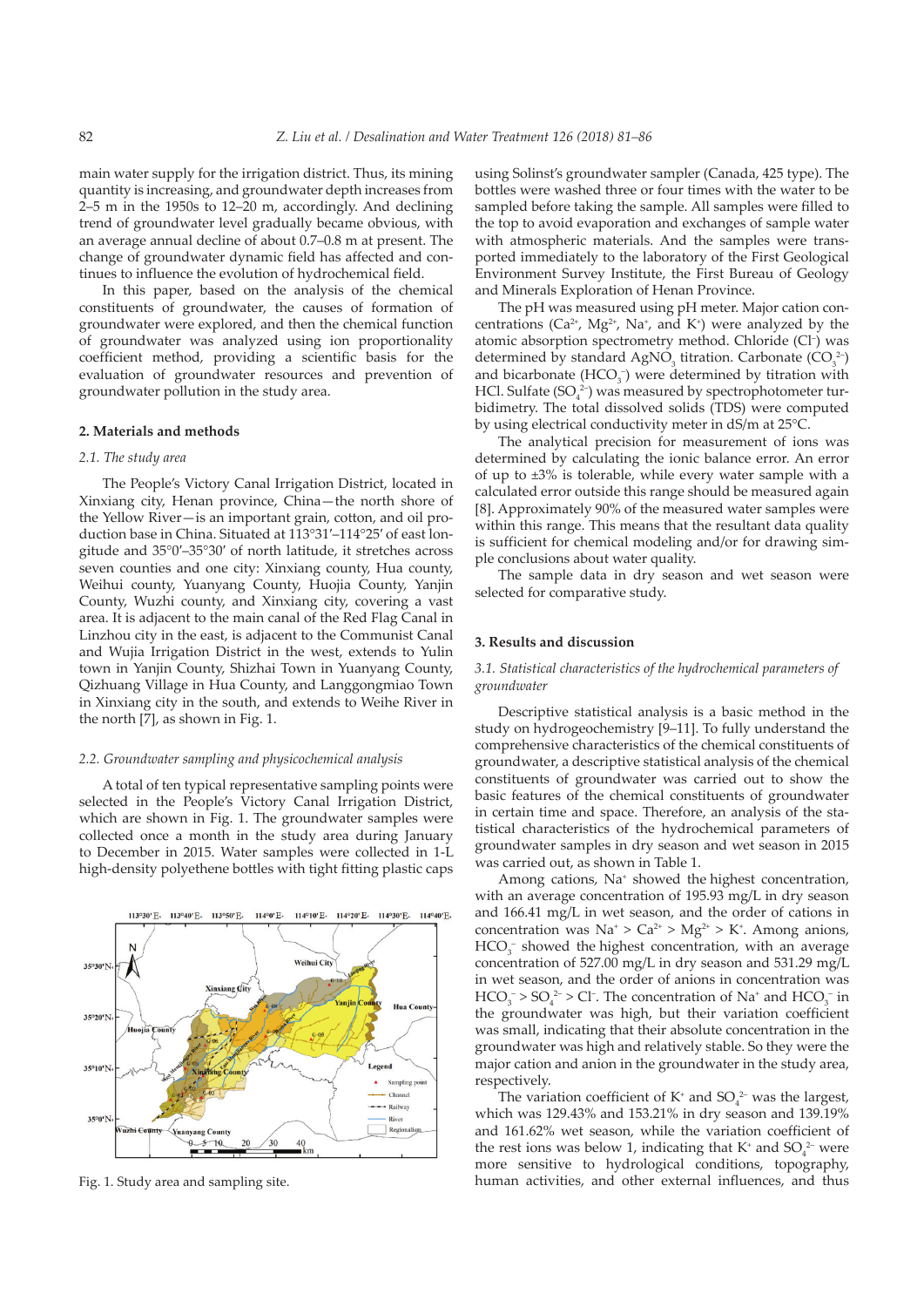main water supply for the irrigation district. Thus, its mining quantity is increasing, and groundwater depth increases from 2–5 m in the 1950s to 12–20 m, accordingly. And declining trend of groundwater level gradually became obvious, with an average annual decline of about 0.7–0.8 m at present. The change of groundwater dynamic field has affected and continues to influence the evolution of hydrochemical field.

In this paper, based on the analysis of the chemical constituents of groundwater, the causes of formation of groundwater were explored, and then the chemical function of groundwater was analyzed using ion proportionality coefficient method, providing a scientific basis for the evaluation of groundwater resources and prevention of groundwater pollution in the study area.

## 2. Materials and methods

### 2.1. The study area

The People's Victory Canal Irrigation District, located in Xinxiang city, Henan province, China—the north shore of the Yellow River—is an important grain, cotton, and oil production base in China. Situated at 113°31′–114°25′ of east longitude and 35°0′–35°30′ of north latitude, it stretches across seven counties and one city: Xinxiang county, Hua county, Weihui county, Yuanyang County, Huojia County, Yanjin County, Wuzhi county, and Xinxiang city, covering a vast area. It is adjacent to the main canal of the Red Flag Canal in Linzhou city in the east, is adjacent to the Communist Canal and Wujia Irrigation District in the west, extends to Yulin town in Yanjin County, Shizhai Town in Yuanyang County, Qizhuang Village in Hua County, and Langgongmiao Town in Xinxiang city in the south, and extends to Weihe River in the north [7], as shown in Fig. 1.

### 2.2. Groundwater sampling and physicochemical analysis

A total of ten typical representative sampling points were selected in the People's Victory Canal Irrigation District, which are shown in Fig. 1. The groundwater samples were collected once a month in the study area during January to December in 2015. Water samples were collected in 1-L high-density polyethene bottles with tight fitting plastic caps

Fig. 1. Study area and sampling site.

using Solinst's groundwater sampler (Canada, 425 type). The bottles were washed three or four times with the water to be sampled before taking the sample. All samples were filled to the top to avoid evaporation and exchanges of sample water with atmospheric materials. And the samples were transported immediately to the laboratory of the First Geological Environment Survey Institute, the First Bureau of Geology and Minerals Exploration of Henan Province.

The pH was measured using pH meter. Major cation concentrations ($Ca^{2+}$, $Mg^{2+}$, $Na^{+}$, and $K^{+}$) were analyzed by the atomic absorption spectrometry method. Chloride ($Cl^{-}$) was determined by standard $AgNO_3$ titration. Carbonate ($CO_3^{2-}$) and bicarbonate ($HCO_3^{-}$) were determined by titration with HCl. Sulfate ($SO_4^{2-}$) was measured by spectrophotometer turbidimetry. The total dissolved solids (TDS) were computed by using electrical conductivity meter in dS/m at 25°C.

The analytical precision for measurement of ions was determined by calculating the ionic balance error. An error of up to ±3% is tolerable, while every water sample with a calculated error outside this range should be measured again [8]. Approximately 90% of the measured water samples were within this range. This means that the resultant data quality is sufficient for chemical modeling and/or for drawing simple conclusions about water quality.

The sample data in dry season and wet season were selected for comparative study.

## 3. Results and discussion

### 3.1. Statistical characteristics of the hydrochemical parameters of groundwater

Descriptive statistical analysis is a basic method in the study on hydrogeochemistry [9–11]. To fully understand the comprehensive characteristics of the chemical constituents of groundwater, a descriptive statistical analysis of the chemical constituents of groundwater was carried out to show the basic features of the chemical constituents of groundwater in certain time and space. Therefore, an analysis of the statistical characteristics of the hydrochemical parameters of groundwater samples in dry season and wet season in 2015 was carried out, as shown in Table 1.

Among cations, $Na^{+}$ showed the highest concentration, with an average concentration of 195.93 mg/L in dry season and 166.41 mg/L in wet season, and the order of cations in concentration was $Na^{+} > Ca^{2+} > Mg^{2+} > K^{+}$. Among anions, $HCO_3^{-}$ showed the highest concentration, with an average concentration of 527.00 mg/L in dry season and 531.29 mg/L in wet season, and the order of anions in concentration was $HCO_3^{-} > SO_4^{2-} > Cl^{-}$. The concentration of $Na^{+}$ and $HCO_3^{-}$ in the groundwater was high, but their variation coefficient was small, indicating that their absolute concentration in the groundwater was high and relatively stable. So they were the major cation and anion in the groundwater in the study area, respectively.

The variation coefficient of $K^{+}$ and $SO_4^{2-}$ was the largest, which was 129.43% and 153.21% in dry season and 139.19% and 161.62% wet season, while the variation coefficient of the rest ions was below 1, indicating that $K^{+}$ and $SO_4^{2-}$ were more sensitive to hydrological conditions, topography, human activities, and other external influences, and thus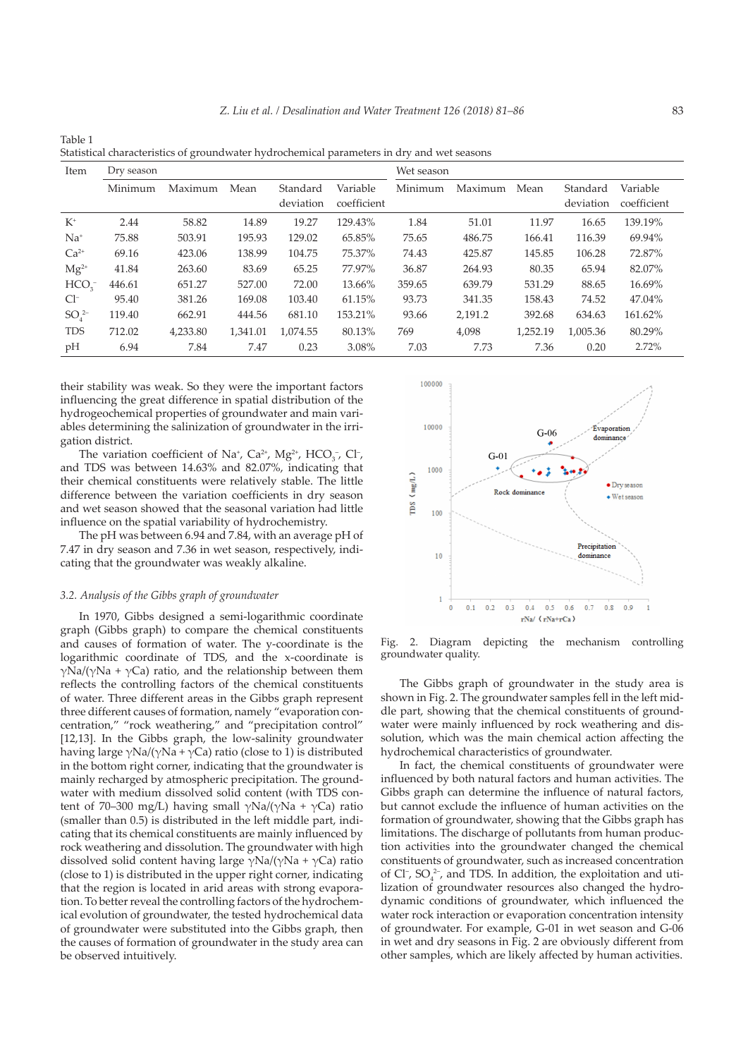Table 1
Statistical characteristics of groundwater hydrochemical parameters in dry and wet seasons

| Item | Dry season | | | | | Wet season | | | | |
|---|---|---|---|---|---|---|---|---|---|---|
| | Minimum | Maximum | Mean | Standard deviation | Variable coefficient | Minimum | Maximum | Mean | Standard deviation | Variable coefficient |
| $K^+$ | 2.44 | 58.82 | 14.89 | 19.27 | 129.43% | 1.84 | 51.01 | 11.97 | 16.65 | 139.19% |
| $Na^+$ | 75.88 | 503.91 | 195.93 | 129.02 | 65.85% | 75.65 | 486.75 | 166.41 | 116.39 | 69.94% |
| $Ca^{2+}$ | 69.16 | 423.06 | 138.99 | 104.75 | 75.37% | 74.43 | 425.87 | 145.85 | 106.28 | 72.87% |
| $Mg^{2+}$ | 41.84 | 263.60 | 83.69 | 65.25 | 77.97% | 36.87 | 264.93 | 80.35 | 65.94 | 82.07% |
| $HCO_3^-$ | 446.61 | 651.27 | 527.00 | 72.00 | 13.66% | 359.65 | 639.79 | 531.29 | 88.65 | 16.69% |
| $Cl^-$ | 95.40 | 381.26 | 169.08 | 103.40 | 61.15% | 93.73 | 341.35 | 158.43 | 74.52 | 47.04% |
| $SO_4^{2-}$ | 119.40 | 662.91 | 444.56 | 681.10 | 153.21% | 93.66 | 2,191.2 | 392.68 | 634.63 | 161.62% |
| TDS | 712.02 | 4,233.80 | 1,341.01 | 1,074.55 | 80.13% | 769 | 4,098 | 1,252.19 | 1,005.36 | 80.29% |
| pH | 6.94 | 7.84 | 7.47 | 0.23 | 3.08% | 7.03 | 7.73 | 7.36 | 0.20 | 2.72% |

their stability was weak. So they were the important factors influencing the great difference in spatial distribution of the hydrogeochemical properties of groundwater and main variables determining the salinization of groundwater in the irrigation district.

The variation coefficient of $Na^+$, $Ca^{2+}$, $Mg^{2+}$, $HCO_3^-$, $Cl^-$, and TDS was between 14.63% and 82.07%, indicating that their chemical constituents were relatively stable. The little difference between the variation coefficients in dry season and wet season showed that the seasonal variation had little influence on the spatial variability of hydrochemistry.

The pH was between 6.94 and 7.84, with an average pH of 7.47 in dry season and 7.36 in wet season, respectively, indicating that the groundwater was weakly alkaline.

### 3.2. Analysis of the Gibbs graph of groundwater

In 1970, Gibbs designed a semi-logarithmic coordinate graph (Gibbs graph) to compare the chemical constituents and causes of formation of water. The y-coordinate is the logarithmic coordinate of TDS, and the x-coordinate is $\gamma Na/(\gamma Na + \gamma Ca)$ ratio, and the relationship between them reflects the controlling factors of the chemical constituents of water. Three different areas in the Gibbs graph represent three different causes of formation, namely "evaporation concentration," "rock weathering," and "precipitation control" [12,13]. In the Gibbs graph, the low-salinity groundwater having large $\gamma Na/(\gamma Na + \gamma Ca)$ ratio (close to 1) is distributed in the bottom right corner, indicating that the groundwater is mainly recharged by atmospheric precipitation. The groundwater with medium dissolved solid content (with TDS content of 70–300 mg/L) having small $\gamma Na/(\gamma Na + \gamma Ca)$ ratio (smaller than 0.5) is distributed in the left middle part, indicating that its chemical constituents are mainly influenced by rock weathering and dissolution. The groundwater with high dissolved solid content having large $\gamma Na/(\gamma Na + \gamma Ca)$ ratio (close to 1) is distributed in the upper right corner, indicating that the region is located in arid areas with strong evaporation. To better reveal the controlling factors of the hydrochemical evolution of groundwater, the tested hydrochemical data of groundwater were substituted into the Gibbs graph, then the causes of formation of groundwater in the study area can be observed intuitively.

Fig. 2. Diagram depicting the mechanism controlling groundwater quality.

The Gibbs graph of groundwater in the study area is shown in Fig. 2. The groundwater samples fell in the left middle part, showing that the chemical constituents of groundwater were mainly influenced by rock weathering and dissolution, which was the main chemical action affecting the hydrochemical characteristics of groundwater.

In fact, the chemical constituents of groundwater were influenced by both natural factors and human activities. The Gibbs graph can determine the influence of natural factors, but cannot exclude the influence of human activities on the formation of groundwater, showing that the Gibbs graph has limitations. The discharge of pollutants from human production activities into the groundwater changed the chemical constituents of groundwater, such as increased concentration of $Cl^-$, $SO_4^{2-}$, and TDS. In addition, the exploitation and utilization of groundwater resources also changed the hydrodynamic conditions of groundwater, which influenced the water rock interaction or evaporation concentration intensity of groundwater. For example, G-01 in wet season and G-06 in wet and dry seasons in Fig. 2 are obviously different from other samples, which are likely affected by human activities.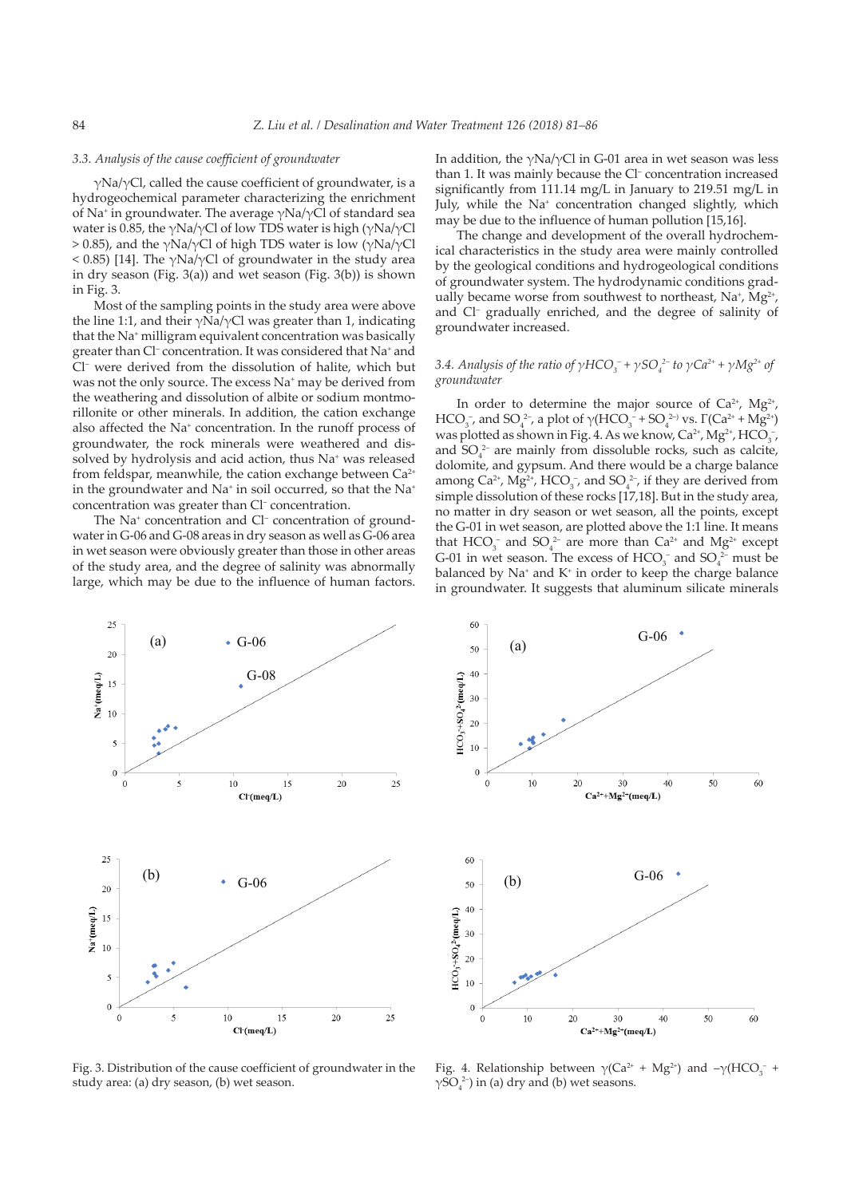### 3.3. Analysis of the cause coefficient of groundwater

$\gamma Na/\gamma Cl$, called the cause coefficient of groundwater, is a hydrogeochemical parameter characterizing the enrichment of $Na^+$ in groundwater. The average $\gamma Na/\gamma Cl$ of standard sea water is 0.85, the $\gamma Na/\gamma Cl$ of low TDS water is high ($\gamma Na/\gamma Cl > 0.85$), and the $\gamma Na/\gamma Cl$ of high TDS water is low ($\gamma Na/\gamma Cl < 0.85$) [14]. The $\gamma Na/\gamma Cl$ of groundwater in the study area in dry season (Fig. 3(a)) and wet season (Fig. 3(b)) is shown in Fig. 3.

Most of the sampling points in the study area were above the line 1:1, and their $\gamma Na/\gamma Cl$ was greater than 1, indicating that the $Na^+$ milligram equivalent concentration was basically greater than $Cl^-$ concentration. It was considered that $Na^+$ and $Cl^-$ were derived from the dissolution of halite, which but was not the only source. The excess $Na^+$ may be derived from the weathering and dissolution of albite or sodium montmorillonite or other minerals. In addition, the cation exchange also affected the $Na^+$ concentration. In the runoff process of groundwater, the rock minerals were weathered and dissolved by hydrolysis and acid action, thus $Na^+$ was released from feldspar, meanwhile, the cation exchange between $Ca^{2+}$ in the groundwater and $Na^+$ in soil occurred, so that the $Na^+$ concentration was greater than $Cl^-$ concentration.

The $Na^+$ concentration and $Cl^-$ concentration of groundwater in G-06 and G-08 areas in dry season as well as G-06 area in wet season were obviously greater than those in other areas of the study area, and the degree of salinity was abnormally large, which may be due to the influence of human factors. In addition, the $\gamma Na/\gamma Cl$ in G-01 area in wet season was less than 1. It was mainly because the $Cl^-$ concentration increased significantly from 111.14 mg/L in January to 219.51 mg/L in July, while the $Na^+$ concentration changed slightly, which may be due to the influence of human pollution [15,16].

The change and development of the overall hydrochemical characteristics in the study area were mainly controlled by the geological conditions and hydrogeological conditions of groundwater system. The hydrodynamic conditions gradually became worse from southwest to northeast, $Na^+$, $Mg^{2+}$, and $Cl^-$ gradually enriched, and the degree of salinity of groundwater increased.

### 3.4. Analysis of the ratio of $\gamma HCO_3^- + \gamma SO_4^{2-}$ to $\gamma Ca^{2+} + \gamma Mg^{2+}$ of groundwater

In order to determine the major source of $Ca^{2+}$, $Mg^{2+}$, $HCO_3^-$, and $SO_4^{2-}$, a plot of $\gamma(HCO_3^- + SO_4^{2-})$ vs. $\Gamma(Ca^{2+} + Mg^{2+})$ was plotted as shown in Fig. 4. As we know, $Ca^{2+}$, $Mg^{2+}$, $HCO_3^-$, and $SO_4^{2-}$ are mainly from dissolvable rocks, such as calcite, dolomite, and gypsum. And there would be a charge balance among $Ca^{2+}$, $Mg^{2+}$, $HCO_3^-$, and $SO_4^{2-}$, if they are derived from simple dissolution of these rocks [17,18]. But in the study area, no matter in dry season or wet season, all the points, except the G-01 in wet season, are plotted above the 1:1 line. It means that $HCO_3^-$ and $SO_4^{2-}$ are more than $Ca^{2+}$ and $Mg^{2+}$ except G-01 in wet season. The excess of $HCO_3^-$ and $SO_4^{2-}$ must be balanced by $Na^+$ and $K^+$ in order to keep the charge balance in groundwater. It suggests that aluminum silicate minerals

Fig. 3. Distribution of the cause coefficient of groundwater in the study area: (a) dry season, (b) wet season.

Fig. 4. Relationship between $\gamma(Ca^{2+} + Mg^{2+})$ and $-\gamma(HCO_3^- + \gamma SO_4^{2-})$ in (a) dry and (b) wet seasons.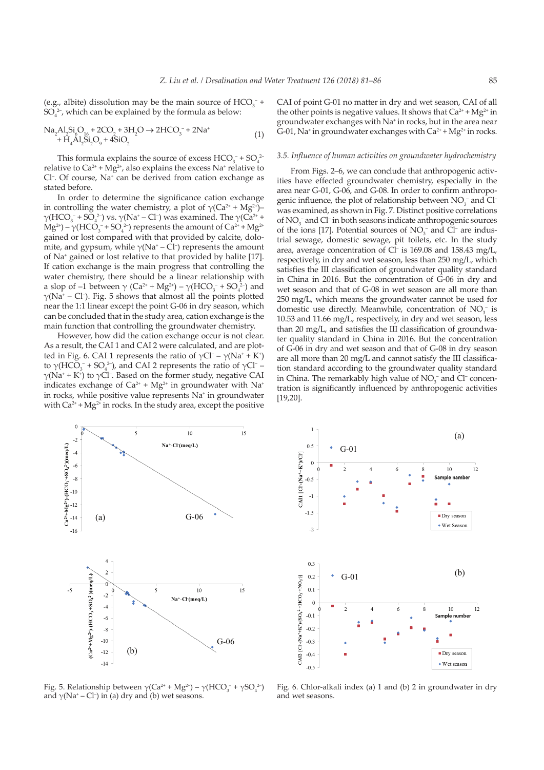(e.g., albite) dissolution may be the main source of $HCO_3^-$ + $SO_4^{2-}$, which can be explained by the formula as below:

$$Na_2Al_2Si_6O_{16} + 2CO_2 + 3H_2O \rightarrow 2HCO_3^- + 2Na^+ + H_4Al_2Si_2O_9 + 4SiO_2 \quad (1)$$

This formula explains the source of excess $HCO_3^-$ + $SO_4^{2-}$ relative to $Ca^{2+}$ + $Mg^{2+}$, also explains the excess $Na^+$ relative to $Cl^-$. Of course, $Na^+$ can be derived from cation exchange as stated before.

In order to determine the significance cation exchange in controlling the water chemistry, a plot of $\gamma(Ca^{2+} + Mg^{2+})$–$\gamma(HCO_3^- + SO_4^{2-})$ vs. $\gamma(Na^+ - Cl^-)$ was examined. The $\gamma(Ca^{2+} + Mg^{2+}) - \gamma(HCO_3^- + SO_4^{2-})$ represents the amount of $Ca^{2+}$ + $Mg^{2+}$ gained or lost compared with that provided by calcite, dolomite, and gypsum, while $\gamma(Na^+ - Cl^-)$ represents the amount of $Na^+$ gained or lost relative to that provided by halite [17]. If cation exchange is the main progress that controlling the water chemistry, there should be a linear relationship with a slop of –1 between $\gamma$ $(Ca^{2+} + Mg^{2+}) - \gamma(HCO_3^- + SO_4^{2-})$ and $\gamma(Na^+ - Cl^-)$. Fig. 5 shows that almost all the points plotted near the 1:1 linear except the point G-06 in dry season, which can be concluded that in the study area, cation exchange is the main function that controlling the groundwater chemistry.

However, how did the cation exchange occur is not clear. As a result, the CAI 1 and CAI 2 were calculated, and are plotted in Fig. 6. CAI 1 represents the ratio of $\gamma Cl^- - \gamma(Na^+ + K^+)$ to $\gamma(HCO_3^- + SO_4^{2-})$, and CAI 2 represents the ratio of $\gamma Cl^- - \gamma(Na^+ + K^+)$ to $\gamma Cl^-$. Based on the former study, negative CAI indicates exchange of $Ca^{2+}$ + $Mg^{2+}$ in groundwater with $Na^+$ in rocks, while positive value represents $Na^+$ in groundwater with $Ca^{2+}$ + $Mg^{2+}$ in rocks. In the study area, except the positive CAI of point G-01 no matter in dry and wet season, CAI of all the other points is negative values. It shows that $Ca^{2+}$ + $Mg^{2+}$ in groundwater exchanges with $Na^+$ in rocks, but in the area near G-01, $Na^+$ in groundwater exchanges with $Ca^{2+}$ + $Mg^{2+}$ in rocks.

### 3.5. Influence of human activities on groundwater hydrochemistry

From Figs. 2–6, we can conclude that anthropogenic activities have effected groundwater chemistry, especially in the area near G-01, G-06, and G-08. In order to confirm anthropogenic influence, the plot of relationship between $NO_3^-$ and $Cl^-$ was examined, as shown in Fig. 7. Distinct positive correlations of $NO_3^-$ and $Cl^-$ in both seasons indicate anthropogenic sources of the ions [17]. Potential sources of $NO_3^-$ and $Cl^-$ are industrial sewage, domestic sewage, pit toilets, etc. In the study area, average concentration of $Cl^-$ is 169.08 and 158.43 mg/L, respectively, in dry and wet season, less than 250 mg/L, which satisfies the III classification of groundwater quality standard in China in 2016. But the concentration of G-06 in dry and wet season and that of G-08 in wet season are all more than 250 mg/L, which means the groundwater cannot be used for domestic use directly. Meanwhile, concentration of $NO_3^-$ is 10.53 and 11.66 mg/L, respectively, in dry and wet season, less than 20 mg/L, and satisfies the III classification of groundwater quality standard in China in 2016. But the concentration of G-06 in dry and wet season and that of G-08 in dry season are all more than 20 mg/L and cannot satisfy the III classification standard according to the groundwater quality standard in China. The remarkably high value of $NO_3^-$ and $Cl^-$ concentration is significantly influenced by anthropogenic activities [19,20].

Fig. 5. Relationship between $\gamma(Ca^{2+} + Mg^{2+}) - \gamma(HCO_3^- + \gamma SO_4^{2-})$ and $\gamma(Na^+ - Cl^-)$ in (a) dry and (b) wet seasons.

Fig. 6. Chlor-alkali index (a) 1 and (b) 2 in groundwater in dry and wet seasons.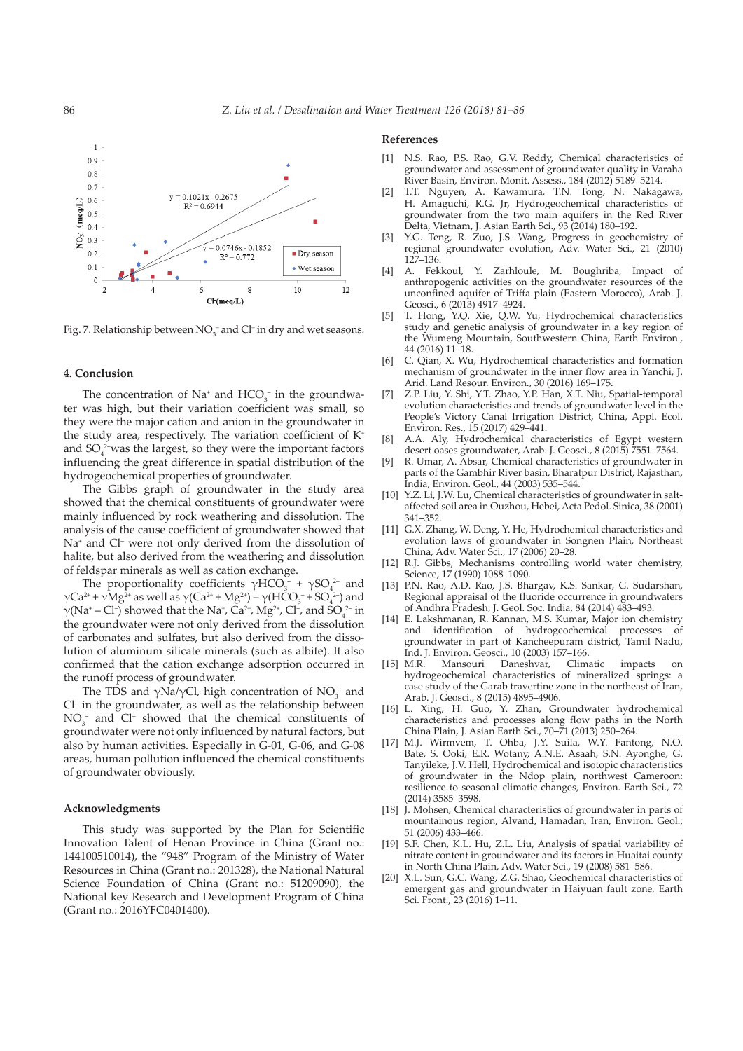1
0.9
0.8
0.7
0.6
0.5
0.4
0.3
0.2
0.1
0

2 4 6 8 10 12

$NO_3^-$ (meq/L)

$Cl^-$(meq/L)

$y = 0.1021x - 0.2675$
$R^2 = 0.6944$

$y = 0.0746x - 0.1852$
$R^2 = 0.772$

Dry season
Wet season

Fig. 7. Relationship between $NO_3^-$ and $Cl^-$ in dry and wet seasons.

## 4. Conclusion

The concentration of $Na^+$ and $HCO_3^-$ in the groundwater was high, but their variation coefficient was small, so they were the major cation and anion in the groundwater in the study area, respectively. The variation coefficient of $K^+$ and $SO_4^{2-}$was the largest, so they were the important factors influencing the great difference in spatial distribution of the hydrogeochemical properties of groundwater.

The Gibbs graph of groundwater in the study area showed that the chemical constituents of groundwater were mainly influenced by rock weathering and dissolution. The analysis of the cause coefficient of groundwater showed that $Na^+$ and $Cl^-$ were not only derived from the dissolution of halite, but also derived from the weathering and dissolution of feldspar minerals as well as cation exchange.

The proportionality coefficients $\gamma HCO_3^- + \gamma SO_4^{2-}$ and $\gamma Ca^{2+} + \gamma Mg^{2+}$ as well as $\gamma(Ca^{2+} + Mg^{2+}) - \gamma(HCO_3^- + SO_4^{2-})$ and $\gamma(Na^+ - Cl^-)$ showed that the $Na^+$, $Ca^{2+}$, $Mg^{2+}$, $Cl^-$, and $SO_4^{2-}$ in the groundwater were not only derived from the dissolution of carbonates and sulfates, but also derived from the dissolution of aluminum silicate minerals (such as albite). It also confirmed that the cation exchange adsorption occurred in the runoff process of groundwater.

The TDS and $\gamma Na/\gamma Cl$, high concentration of $NO_3^-$ and $Cl^-$ in the groundwater, as well as the relationship between $NO_3^-$ and $Cl^-$ showed that the chemical constituents of groundwater were not only influenced by natural factors, but also by human activities. Especially in G-01, G-06, and G-08 areas, human pollution influenced the chemical constituents of groundwater obviously.

## Acknowledgments

This study was supported by the Plan for Scientific Innovation Talent of Henan Province in China (Grant no.: 144100510014), the "948" Program of the Ministry of Water Resources in China (Grant no.: 201328), the National Natural Science Foundation of China (Grant no.: 51209090), the National key Research and Development Program of China (Grant no.: 2016YFC0401400).

## References

[1] N.S. Rao, P.S. Rao, G.V. Reddy, Chemical characteristics of groundwater and assessment of groundwater quality in Varaha River Basin, Environ. Monit. Assess., 184 (2012) 5189–5214.

[2] T.T. Nguyen, A. Kawamura, T.N. Tong, N. Nakagawa, H. Amaguchi, R.G. Jr, Hydrogeochemical characteristics of groundwater from the two main aquifers in the Red River Delta, Vietnam, J. Asian Earth Sci., 93 (2014) 180–192.

[3] Y.G. Teng, R. Zuo, J.S. Wang, Progress in geochemistry of regional groundwater evolution, Adv. Water Sci., 21 (2010) 127–136.

[4] A. Fekkoul, Y. Zarhloule, M. Boughriba, Impact of anthropogenic activities on the groundwater resources of the unconfined aquifer of Triffa plain (Eastern Morocco), Arab. J. Geosci., 6 (2013) 4917–4924.

[5] T. Hong, Y.Q. Xie, Q.W. Yu, Hydrochemical characteristics study and genetic analysis of groundwater in a key region of the Wumeng Mountain, Southwestern China, Earth Environ., 44 (2016) 11–18.

[6] C. Qian, X. Wu, Hydrochemical characteristics and formation mechanism of groundwater in the inner flow area in Yanchi, J. Arid. Land Resour. Environ., 30 (2016) 169–175.

[7] Z.P. Liu, Y. Shi, Y.T. Zhao, Y.P. Han, X.T. Niu, Spatial-temporal evolution characteristics and trends of groundwater level in the People's Victory Canal Irrigation District, China, Appl. Ecol. Environ. Res., 15 (2017) 429–441.

[8] A.A. Aly, Hydrochemical characteristics of Egypt western desert oases groundwater, Arab. J. Geosci., 8 (2015) 7551–7564.

[9] R. Umar, A. Absar, Chemical characteristics of groundwater in parts of the Gambhir River basin, Bharatpur District, Rajasthan, India, Environ. Geol., 44 (2003) 535–544.

[10] Y.Z. Li, J.W. Lu, Chemical characteristics of groundwater in salt-affected soil area in Ouzhou, Hebei, Acta Pedol. Sinica, 38 (2001) 341–352.

[11] G.X. Zhang, W. Deng, Y. He, Hydrochemical characteristics and evolution laws of groundwater in Songnen Plain, Northeast China, Adv. Water Sci., 17 (2006) 20–28.

[12] R.J. Gibbs, Mechanisms controlling world water chemistry, Science, 17 (1990) 1088–1090.

[13] P.N. Rao, A.D. Rao, J.S. Bhargav, K.S. Sankar, G. Sudarshan, Regional appraisal of the fluoride occurrence in groundwaters of Andhra Pradesh, J. Geol. Soc. India, 84 (2014) 483–493.

[14] E. Lakshmanan, R. Kannan, M.S. Kumar, Major ion chemistry and identification of hydrogeochemical processes of groundwater in part of Kancheepuram district, Tamil Nadu, Ind. J. Environ. Geosci., 10 (2003) 157–166.

[15] M.R. Mansouri Daneshvar, Climatic impacts on hydrogeochemical characteristics of mineralized springs: a case study of the Garab travertine zone in the northeast of Iran, Arab. J. Geosci., 8 (2015) 4895–4906.

[16] L. Xing, H. Guo, Y. Zhan, Groundwater hydrochemical characteristics and processes along flow paths in the North China Plain, J. Asian Earth Sci., 70–71 (2013) 250–264.

[17] M.J. Wirmvem, T. Ohba, J.Y. Suila, W.Y. Fantong, N.O. Bate, S. Ooki, E.R. Wotany, A.N.E. Asaah, S.N. Ayonghe, G. Tanyileke, J.V. Hell, Hydrochemical and isotopic characteristics of groundwater in the Ndop plain, northwest Cameroon: resilience to seasonal climatic changes, Environ. Earth Sci., 72 (2014) 3585–3598.

[18] J. Mohsen, Chemical characteristics of groundwater in parts of mountainous region, Alvand, Hamadan, Iran, Environ. Geol., 51 (2006) 433–466.

[19] S.F. Chen, K.L. Hu, Z.L. Liu, Analysis of spatial variability of nitrate content in groundwater and its factors in Huaitai county in North China Plain, Adv. Water Sci., 19 (2008) 581–586.

[20] X.L. Sun, G.C. Wang, Z.G. Shao, Geochemical characteristics of emergent gas and groundwater in Haiyuan fault zone, Earth Sci. Front., 23 (2016) 1–11.